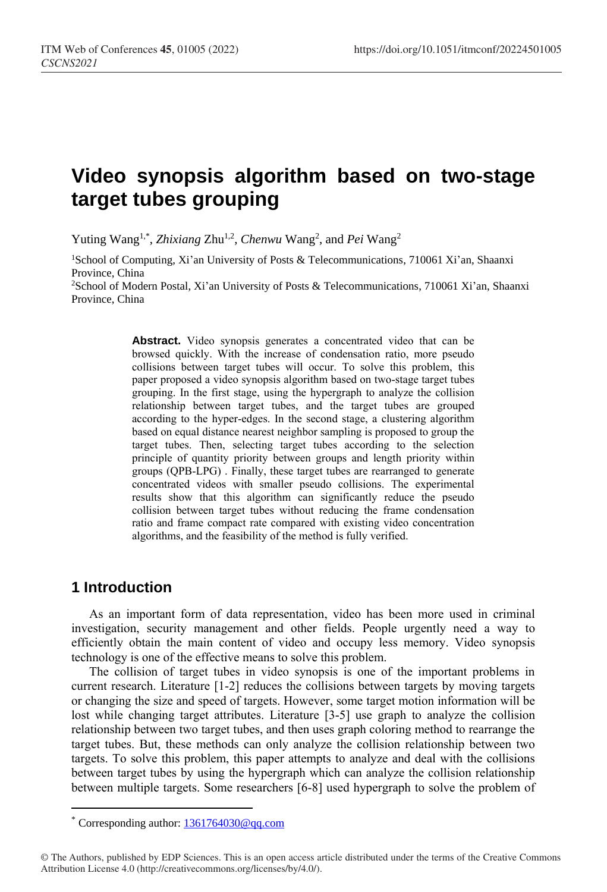# Video synopsis algorithm based on two-stage target tubes grouping

Yuting Wang[1,*], *Zhixiang* Zhu[1,2], *Chenwu* Wang[2], and *Pei* Wang[2]

[1]School of Computing, Xi'an University of Posts & Telecommunications, 710061 Xi'an, Shaanxi Province, China

[2]School of Modern Postal, Xi'an University of Posts & Telecommunications, 710061 Xi'an, Shaanxi Province, China

**Abstract.** Video synopsis generates a concentrated video that can be browsed quickly. With the increase of condensation ratio, more pseudo collisions between target tubes will occur. To solve this problem, this paper proposed a video synopsis algorithm based on two-stage target tubes grouping. In the first stage, using the hypergraph to analyze the collision relationship between target tubes, and the target tubes are grouped according to the hyper-edges. In the second stage, a clustering algorithm based on equal distance nearest neighbor sampling is proposed to group the target tubes. Then, selecting target tubes according to the selection principle of quantity priority between groups and length priority within groups (QPB-LPG) . Finally, these target tubes are rearranged to generate concentrated videos with smaller pseudo collisions. The experimental results show that this algorithm can significantly reduce the pseudo collision between target tubes without reducing the frame condensation ratio and frame compact rate compared with existing video concentration algorithms, and the feasibility of the method is fully verified.

## 1 Introduction

As an important form of data representation, video has been more used in criminal investigation, security management and other fields. People urgently need a way to efficiently obtain the main content of video and occupy less memory. Video synopsis technology is one of the effective means to solve this problem.

The collision of target tubes in video synopsis is one of the important problems in current research. Literature [1-2] reduces the collisions between targets by moving targets or changing the size and speed of targets. However, some target motion information will be lost while changing target attributes. Literature [3-5] use graph to analyze the collision relationship between two target tubes, and then uses graph coloring method to rearrange the target tubes. But, these methods can only analyze the collision relationship between two targets. To solve this problem, this paper attempts to analyze and deal with the collisions between target tubes by using the hypergraph which can analyze the collision relationship between multiple targets. Some researchers [6-8] used hypergraph to solve the problem of

* Corresponding author: 1361764030@qq.com

© The Authors, published by EDP Sciences. This is an open access article distributed under the terms of the Creative Commons Attribution License 4.0 (http://creativecommons.org/licenses/by/4.0/).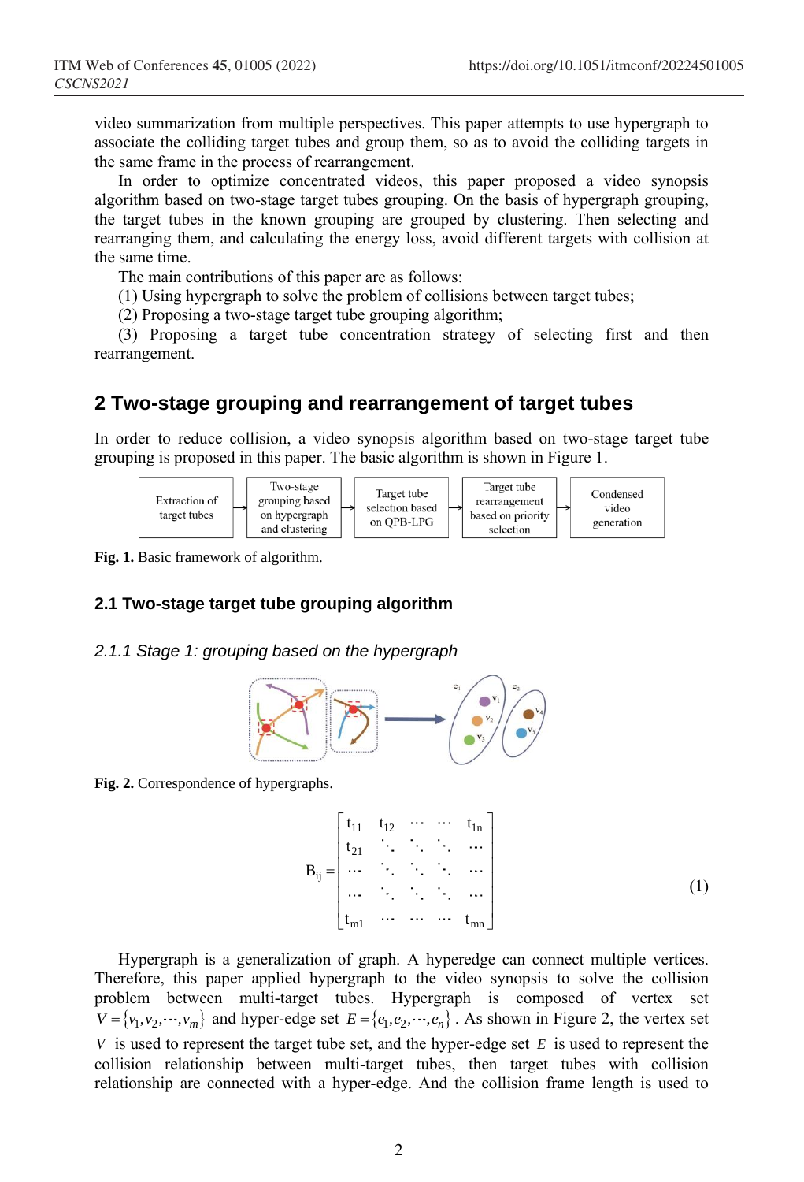video summarization from multiple perspectives. This paper attempts to use hypergraph to associate the colliding target tubes and group them, so as to avoid the colliding targets in the same frame in the process of rearrangement.

In order to optimize concentrated videos, this paper proposed a video synopsis algorithm based on two-stage target tubes grouping. On the basis of hypergraph grouping, the target tubes in the known grouping are grouped by clustering. Then selecting and rearranging them, and calculating the energy loss, avoid different targets with collision at the same time.

The main contributions of this paper are as follows:

(1) Using hypergraph to solve the problem of collisions between target tubes;

(2) Proposing a two-stage target tube grouping algorithm;

(3) Proposing a target tube concentration strategy of selecting first and then rearrangement.

## 2 Two-stage grouping and rearrangement of target tubes

In order to reduce collision, a video synopsis algorithm based on two-stage target tube grouping is proposed in this paper. The basic algorithm is shown in Figure 1.

Extraction of target tubes → Two-stage grouping based on hypergraph and clustering → Target tube selection based on QPB-LPG → Target tube rearrangement based on priority selection → Condensed video generation

**Fig. 1.** Basic framework of algorithm.

### 2.1 Two-stage target tube grouping algorithm

#### *2.1.1 Stage 1: grouping based on the hypergraph*

e1
e2
v1
v2
v3
v4
v5

**Fig. 2.** Correspondence of hypergraphs.

$$B_{ij} = \begin{bmatrix} t_{11} & t_{12} & \cdots & \cdots & t_{1n} \\ t_{21} & \ddots & \ddots & \ddots & \cdots \\ \cdots & \ddots & \ddots & \ddots & \cdots \\ \cdots & \ddots & \ddots & \ddots & \cdots \\ t_{m1} & \cdots & \cdots & \cdots & t_{mn} \end{bmatrix} \tag{1}$$

Hypergraph is a generalization of graph. A hyperedge can connect multiple vertices. Therefore, this paper applied hypergraph to the video synopsis to solve the collision problem between multi-target tubes. Hypergraph is composed of vertex set $V = \{v_1, v_2, \cdots, v_m\}$ and hyper-edge set $E = \{e_1, e_2, \cdots, e_n\}$. As shown in Figure 2, the vertex set $V$ is used to represent the target tube set, and the hyper-edge set $E$ is used to represent the collision relationship between multi-target tubes, then target tubes with collision relationship are connected with a hyper-edge. And the collision frame length is used to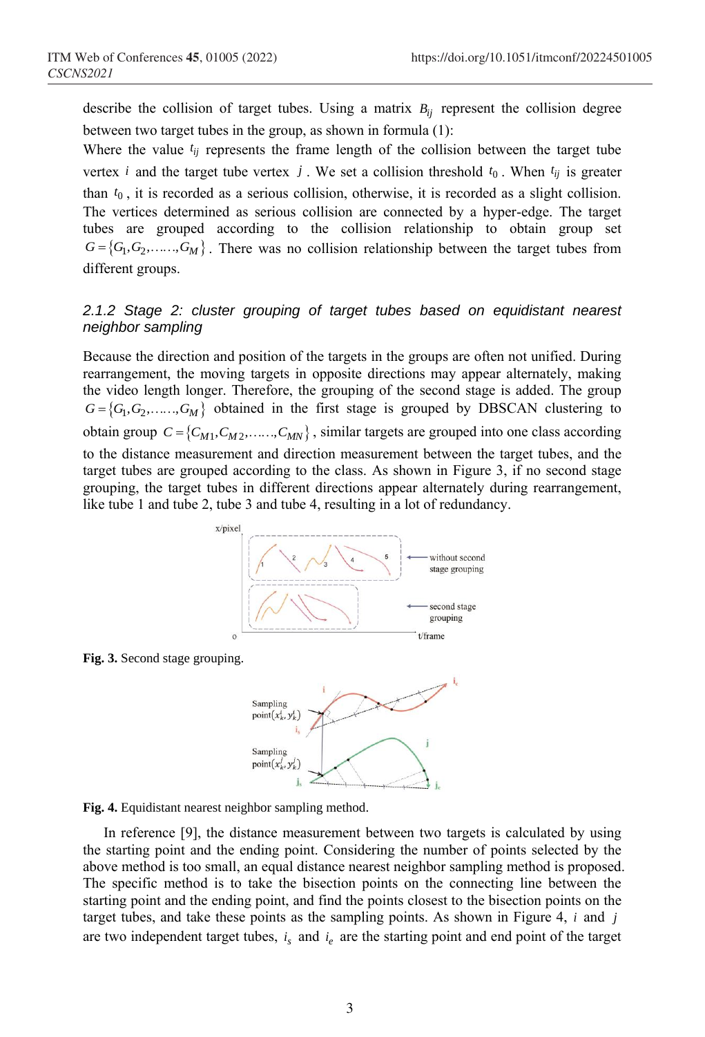describe the collision of target tubes. Using a matrix $B_{ij}$ represent the collision degree between two target tubes in the group, as shown in formula (1):

Where the value $t_{ij}$ represents the frame length of the collision between the target tube vertex $i$ and the target tube vertex $j$. We set a collision threshold $t_0$. When $t_{ij}$ is greater than $t_0$, it is recorded as a serious collision, otherwise, it is recorded as a slight collision. The vertices determined as serious collision are connected by a hyper-edge. The target tubes are grouped according to the collision relationship to obtain group set $G = \{G_1, G_2, \ldots\ldots, G_M\}$. There was no collision relationship between the target tubes from different groups.

#### *2.1.2 Stage 2: cluster grouping of target tubes based on equidistant nearest neighbor sampling*

Because the direction and position of the targets in the groups are often not unified. During rearrangement, the moving targets in opposite directions may appear alternately, making the video length longer. Therefore, the grouping of the second stage is added. The group $G = \{G_1, G_2, \ldots\ldots, G_M\}$ obtained in the first stage is grouped by DBSCAN clustering to obtain group $C = \{C_{M1}, C_{M2}, \ldots\ldots, C_{MN}\}$, similar targets are grouped into one class according to the distance measurement and direction measurement between the target tubes, and the target tubes are grouped according to the class. As shown in Figure 3, if no second stage grouping, the target tubes in different directions appear alternately during rearrangement, like tube 1 and tube 2, tube 3 and tube 4, resulting in a lot of redundancy.

x/pixel

1 2 3 4 5

without second stage grouping

second stage grouping

o

t/frame

**Fig. 3.** Second stage grouping.

Sampling point$(x_k^i, y_k^i)$

i

$i_s$

$i_e$

Sampling point$(x_k^j, y_k^j)$

j

$j_s$

$j_e$

**Fig. 4.** Equidistant nearest neighbor sampling method.

In reference [9], the distance measurement between two targets is calculated by using the starting point and the ending point. Considering the number of points selected by the above method is too small, an equal distance nearest neighbor sampling method is proposed. The specific method is to take the bisection points on the connecting line between the starting point and the ending point, and find the points closest to the bisection points on the target tubes, and take these points as the sampling points. As shown in Figure 4, $i$ and $j$ are two independent target tubes, $i_s$ and $i_e$ are the starting point and end point of the target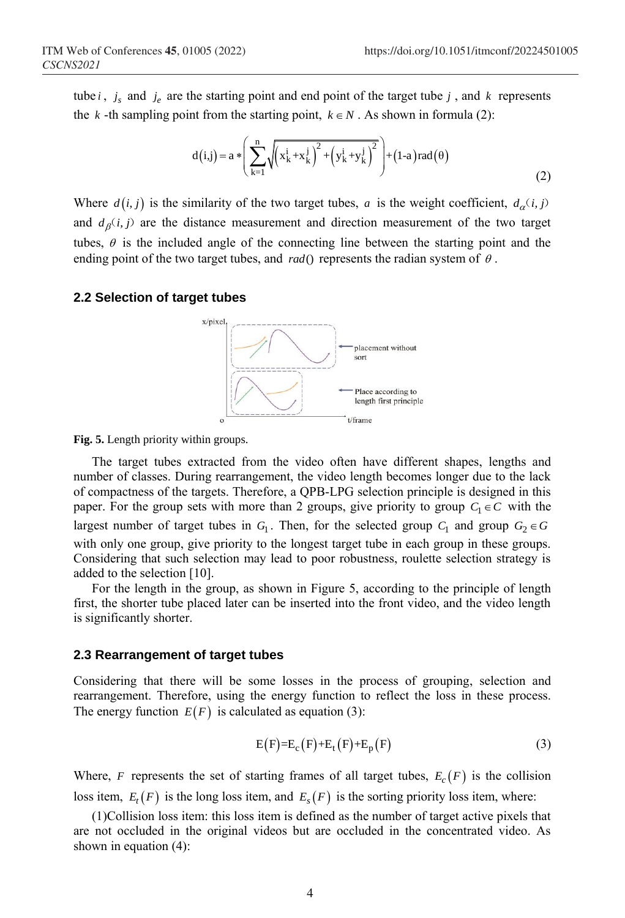tube $i$, $j_s$ and $j_e$ are the starting point and end point of the target tube $j$, and $k$ represents the $k$-th sampling point from the starting point, $k \in N$. As shown in formula (2):

$$d(i,j) = a * \left( \sum_{k=1}^{n} \sqrt{\left(x_k^i + x_k^j\right)^2 + \left(y_k^i + y_k^j\right)^2} \right) + (1-a)\,\mathrm{rad}(\theta) \tag{2}$$

Where $d(i,j)$ is the similarity of the two target tubes, $a$ is the weight coefficient, $d_\alpha(i,j)$ and $d_\beta(i,j)$ are the distance measurement and direction measurement of the two target tubes, $\theta$ is the included angle of the connecting line between the starting point and the ending point of the two target tubes, and $rad()$ represents the radian system of $\theta$.

### 2.2 Selection of target tubes

x/pixel

placement without sort

Place according to length first principle

o

t/frame

**Fig. 5.** Length priority within groups.

The target tubes extracted from the video often have different shapes, lengths and number of classes. During rearrangement, the video length becomes longer due to the lack of compactness of the targets. Therefore, a QPB-LPG selection principle is designed in this paper. For the group sets with more than 2 groups, give priority to group $C_1 \in C$ with the largest number of target tubes in $G_1$. Then, for the selected group $C_1$ and group $G_2 \in G$ with only one group, give priority to the longest target tube in each group in these groups. Considering that such selection may lead to poor robustness, roulette selection strategy is added to the selection [10].

For the length in the group, as shown in Figure 5, according to the principle of length first, the shorter tube placed later can be inserted into the front video, and the video length is significantly shorter.

### 2.3 Rearrangement of target tubes

Considering that there will be some losses in the process of grouping, selection and rearrangement. Therefore, using the energy function to reflect the loss in these process. The energy function $E(F)$ is calculated as equation (3):

$$E(F) = E_c(F) + E_t(F) + E_p(F) \tag{3}$$

Where, $F$ represents the set of starting frames of all target tubes, $E_c(F)$ is the collision loss item, $E_t(F)$ is the long loss item, and $E_s(F)$ is the sorting priority loss item, where:

(1)Collision loss item: this loss item is defined as the number of target active pixels that are not occluded in the original videos but are occluded in the concentrated video. As shown in equation (4):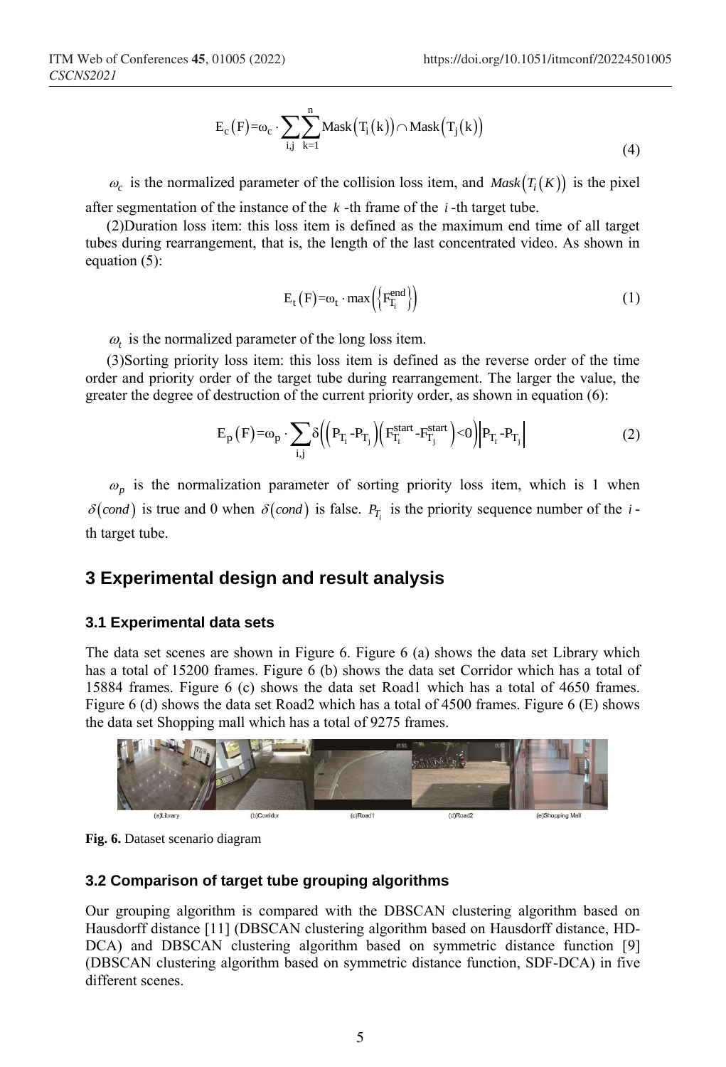$$E_c(F)=\omega_c \cdot \sum_{i,j}\sum_{k=1}^{n} Mask(T_i(k)) \cap Mask(T_j(k)) \tag{4}$$

$\omega_c$ is the normalized parameter of the collision loss item, and $Mask(T_i(K))$ is the pixel after segmentation of the instance of the $k$ -th frame of the $i$ -th target tube.

(2)Duration loss item: this loss item is defined as the maximum end time of all target tubes during rearrangement, that is, the length of the last concentrated video. As shown in equation (5):

$$E_t(F)=\omega_t \cdot \max\left(\left\{F_{T_i}^{end}\right\}\right) \tag{1}$$

$\omega_t$ is the normalized parameter of the long loss item.

(3)Sorting priority loss item: this loss item is defined as the reverse order of the time order and priority order of the target tube during rearrangement. The larger the value, the greater the degree of destruction of the current priority order, as shown in equation (6):

$$E_p(F)=\omega_p \cdot \sum_{i,j}\delta\left(\left(P_{T_i}-P_{T_j}\right)\left(F_{T_i}^{start}-F_{T_j}^{start}\right)<0\right)\left|P_{T_i}-P_{T_j}\right| \tag{2}$$

$\omega_p$ is the normalization parameter of sorting priority loss item, which is 1 when $\delta(cond)$ is true and 0 when $\delta(cond)$ is false. $P_{T_i}$ is the priority sequence number of the $i$ -th target tube.

## 3 Experimental design and result analysis

### 3.1 Experimental data sets

The data set scenes are shown in Figure 6. Figure 6 (a) shows the data set Library which has a total of 15200 frames. Figure 6 (b) shows the data set Corridor which has a total of 15884 frames. Figure 6 (c) shows the data set Road1 which has a total of 4650 frames. Figure 6 (d) shows the data set Road2 which has a total of 4500 frames. Figure 6 (E) shows the data set Shopping mall which has a total of 9275 frames.

(a)Library (b)Corridor (c)Road1 (d)Road2 (e)Shopping Mall

**Fig. 6.** Dataset scenario diagram

### 3.2 Comparison of target tube grouping algorithms

Our grouping algorithm is compared with the DBSCAN clustering algorithm based on Hausdorff distance [11] (DBSCAN clustering algorithm based on Hausdorff distance, HD-DCA) and DBSCAN clustering algorithm based on symmetric distance function [9] (DBSCAN clustering algorithm based on symmetric distance function, SDF-DCA) in five different scenes.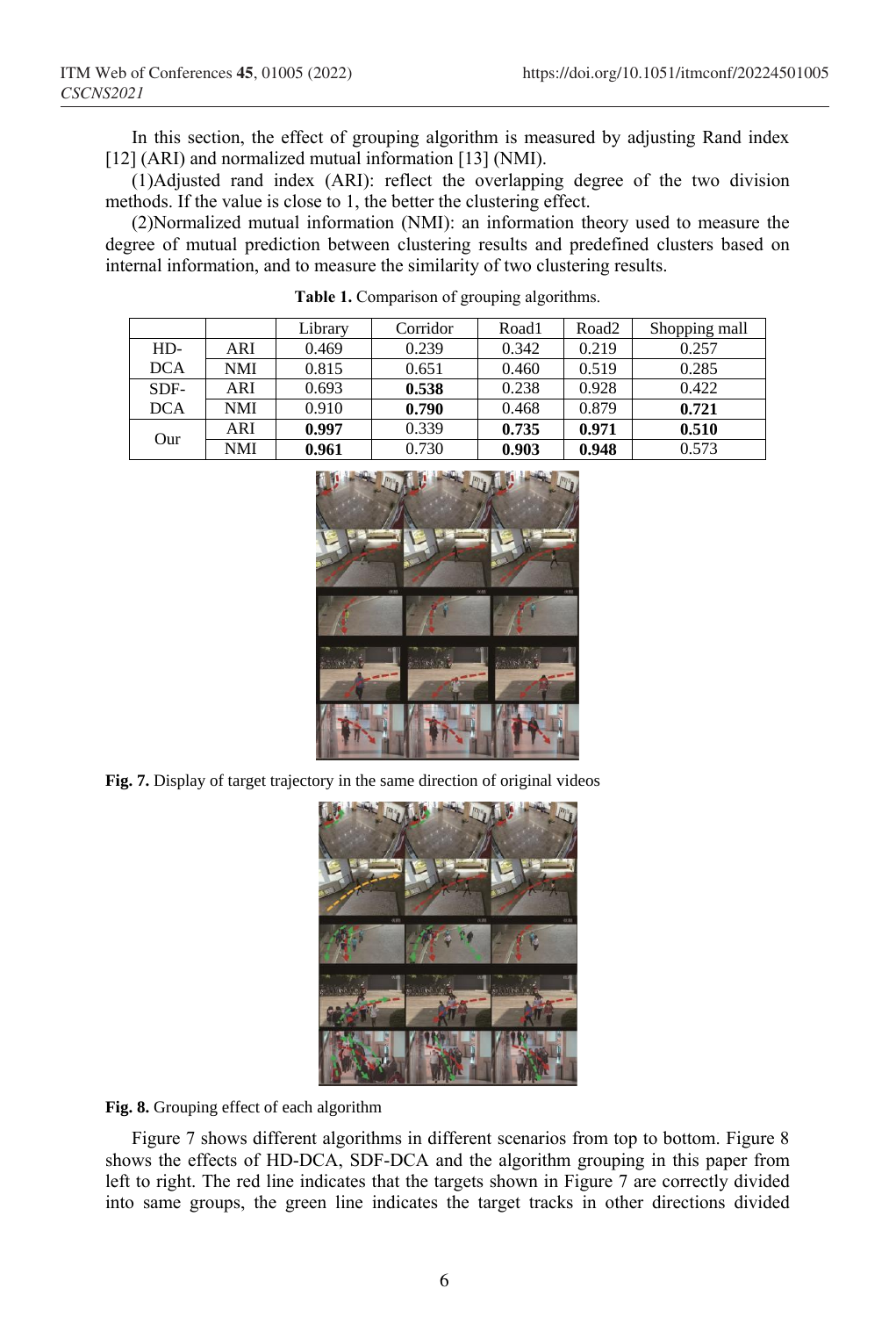In this section, the effect of grouping algorithm is measured by adjusting Rand index [12] (ARI) and normalized mutual information [13] (NMI).

(1)Adjusted rand index (ARI): reflect the overlapping degree of the two division methods. If the value is close to 1, the better the clustering effect.

(2)Normalized mutual information (NMI): an information theory used to measure the degree of mutual prediction between clustering results and predefined clusters based on internal information, and to measure the similarity of two clustering results.

**Table 1.** Comparison of grouping algorithms.

| | | Library | Corridor | Road1 | Road2 | Shopping mall |
|---|---|---|---|---|---|---|
| HD-DCA | ARI | 0.469 | 0.239 | 0.342 | 0.219 | 0.257 |
| | NMI | 0.815 | 0.651 | 0.460 | 0.519 | 0.285 |
| SDF-DCA | ARI | 0.693 | **0.538** | 0.238 | 0.928 | 0.422 |
| | NMI | 0.910 | **0.790** | 0.468 | 0.879 | **0.721** |
| Our | ARI | **0.997** | 0.339 | **0.735** | **0.971** | **0.510** |
| | NMI | **0.961** | 0.730 | **0.903** | **0.948** | 0.573 |

**Fig. 7.** Display of target trajectory in the same direction of original videos

**Fig. 8.** Grouping effect of each algorithm

Figure 7 shows different algorithms in different scenarios from top to bottom. Figure 8 shows the effects of HD-DCA, SDF-DCA and the algorithm grouping in this paper from left to right. The red line indicates that the targets shown in Figure 7 are correctly divided into same groups, the green line indicates the target tracks in other directions divided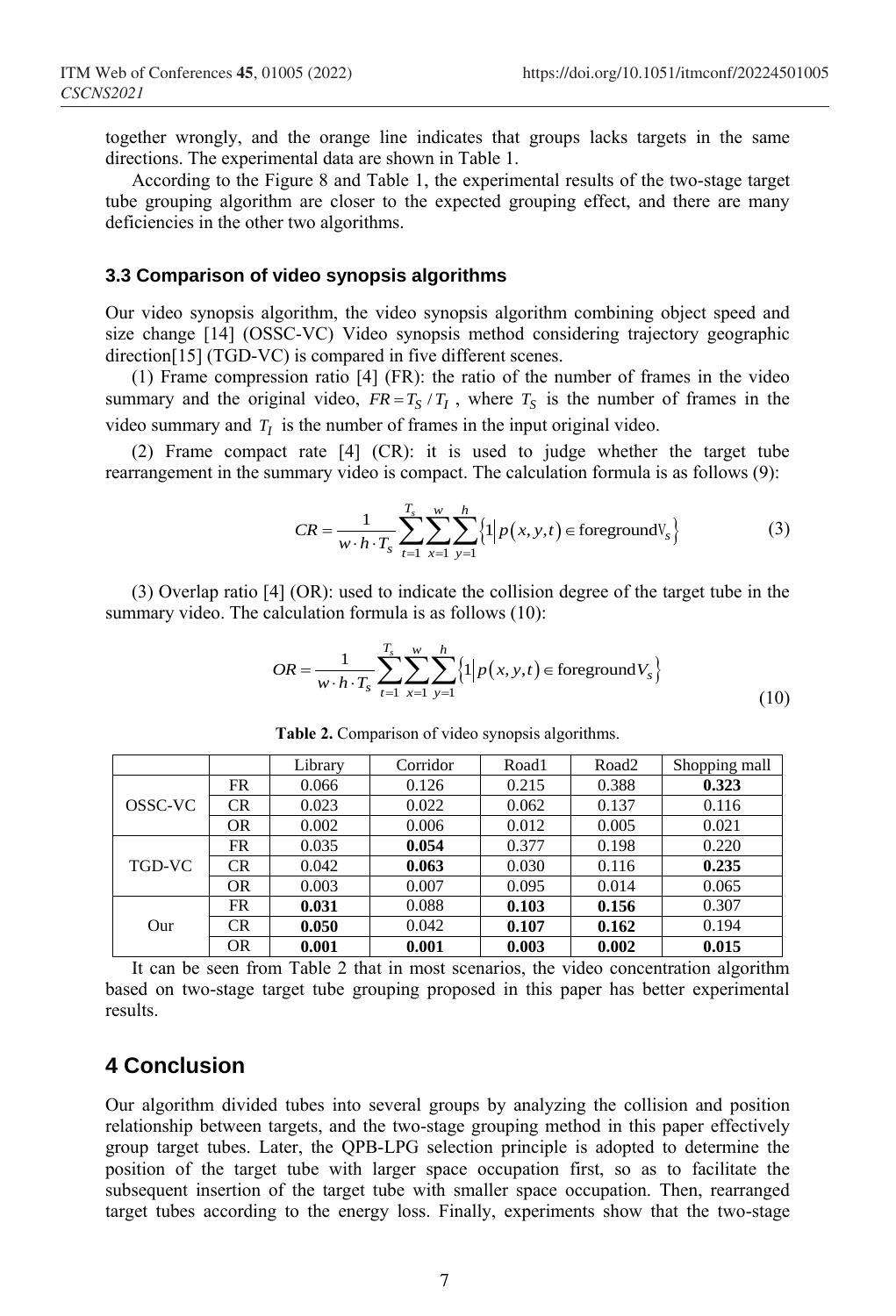together wrongly, and the orange line indicates that groups lacks targets in the same directions. The experimental data are shown in Table 1.

According to the Figure 8 and Table 1, the experimental results of the two-stage target tube grouping algorithm are closer to the expected grouping effect, and there are many deficiencies in the other two algorithms.

### 3.3 Comparison of video synopsis algorithms

Our video synopsis algorithm, the video synopsis algorithm combining object speed and size change [14] (OSSC-VC) Video synopsis method considering trajectory geographic direction[15] (TGD-VC) is compared in five different scenes.

(1) Frame compression ratio [4] (FR): the ratio of the number of frames in the video summary and the original video, $FR = T_S / T_I$ , where $T_S$ is the number of frames in the video summary and $T_I$ is the number of frames in the input original video.

(2) Frame compact rate [4] (CR): it is used to judge whether the target tube rearrangement in the summary video is compact. The calculation formula is as follows (9):

$$CR = \frac{1}{w \cdot h \cdot T_S} \sum_{t=1}^{T_s} \sum_{x=1}^{w} \sum_{y=1}^{h} \left\{ 1 \middle| p(x,y,t) \in \text{foreground} V_S \right\} \tag{3}$$

(3) Overlap ratio [4] (OR): used to indicate the collision degree of the target tube in the summary video. The calculation formula is as follows (10):

$$OR = \frac{1}{w \cdot h \cdot T_S} \sum_{t=1}^{T_s} \sum_{x=1}^{w} \sum_{y=1}^{h} \left\{ 1 \middle| p(x,y,t) \in \text{foreground} V_S \right\} \tag{10}$$

**Table 2.** Comparison of video synopsis algorithms.

| | | Library | Corridor | Road1 | Road2 | Shopping mall |
|---|---|---|---|---|---|---|
| OSSC-VC | FR | 0.066 | 0.126 | 0.215 | 0.388 | **0.323** |
| | CR | 0.023 | 0.022 | 0.062 | 0.137 | 0.116 |
| | OR | 0.002 | 0.006 | 0.012 | 0.005 | 0.021 |
| TGD-VC | FR | 0.035 | **0.054** | 0.377 | 0.198 | 0.220 |
| | CR | 0.042 | **0.063** | 0.030 | 0.116 | **0.235** |
| | OR | 0.003 | 0.007 | 0.095 | 0.014 | 0.065 |
| Our | FR | **0.031** | 0.088 | **0.103** | **0.156** | 0.307 |
| | CR | **0.050** | 0.042 | **0.107** | **0.162** | 0.194 |
| | OR | **0.001** | **0.001** | **0.003** | **0.002** | **0.015** |

It can be seen from Table 2 that in most scenarios, the video concentration algorithm based on two-stage target tube grouping proposed in this paper has better experimental results.

## 4 Conclusion

Our algorithm divided tubes into several groups by analyzing the collision and position relationship between targets, and the two-stage grouping method in this paper effectively group target tubes. Later, the QPB-LPG selection principle is adopted to determine the position of the target tube with larger space occupation first, so as to facilitate the subsequent insertion of the target tube with smaller space occupation. Then, rearranged target tubes according to the energy loss. Finally, experiments show that the two-stage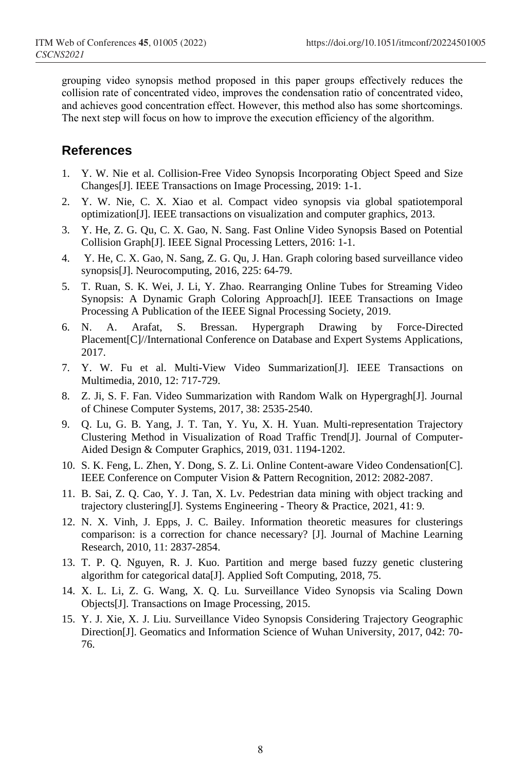grouping video synopsis method proposed in this paper groups effectively reduces the collision rate of concentrated video, improves the condensation ratio of concentrated video, and achieves good concentration effect. However, this method also has some shortcomings. The next step will focus on how to improve the execution efficiency of the algorithm.

## References

1. Y. W. Nie et al. Collision-Free Video Synopsis Incorporating Object Speed and Size Changes[J]. IEEE Transactions on Image Processing, 2019: 1-1.
2. Y. W. Nie, C. X. Xiao et al. Compact video synopsis via global spatiotemporal optimization[J]. IEEE transactions on visualization and computer graphics, 2013.
3. Y. He, Z. G. Qu, C. X. Gao, N. Sang. Fast Online Video Synopsis Based on Potential Collision Graph[J]. IEEE Signal Processing Letters, 2016: 1-1.
4. Y. He, C. X. Gao, N. Sang, Z. G. Qu, J. Han. Graph coloring based surveillance video synopsis[J]. Neurocomputing, 2016, 225: 64-79.
5. T. Ruan, S. K. Wei, J. Li, Y. Zhao. Rearranging Online Tubes for Streaming Video Synopsis: A Dynamic Graph Coloring Approach[J]. IEEE Transactions on Image Processing A Publication of the IEEE Signal Processing Society, 2019.
6. N. A. Arafat, S. Bressan. Hypergraph Drawing by Force-Directed Placement[C]//International Conference on Database and Expert Systems Applications, 2017.
7. Y. W. Fu et al. Multi-View Video Summarization[J]. IEEE Transactions on Multimedia, 2010, 12: 717-729.
8. Z. Ji, S. F. Fan. Video Summarization with Random Walk on Hypergragh[J]. Journal of Chinese Computer Systems, 2017, 38: 2535-2540.
9. Q. Lu, G. B. Yang, J. T. Tan, Y. Yu, X. H. Yuan. Multi-representation Trajectory Clustering Method in Visualization of Road Traffic Trend[J]. Journal of Computer-Aided Design & Computer Graphics, 2019, 031. 1194-1202.
10. S. K. Feng, L. Zhen, Y. Dong, S. Z. Li. Online Content-aware Video Condensation[C]. IEEE Conference on Computer Vision & Pattern Recognition, 2012: 2082-2087.
11. B. Sai, Z. Q. Cao, Y. J. Tan, X. Lv. Pedestrian data mining with object tracking and trajectory clustering[J]. Systems Engineering - Theory & Practice, 2021, 41: 9.
12. N. X. Vinh, J. Epps, J. C. Bailey. Information theoretic measures for clusterings comparison: is a correction for chance necessary? [J]. Journal of Machine Learning Research, 2010, 11: 2837-2854.
13. T. P. Q. Nguyen, R. J. Kuo. Partition and merge based fuzzy genetic clustering algorithm for categorical data[J]. Applied Soft Computing, 2018, 75.
14. X. L. Li, Z. G. Wang, X. Q. Lu. Surveillance Video Synopsis via Scaling Down Objects[J]. Transactions on Image Processing, 2015.
15. Y. J. Xie, X. J. Liu. Surveillance Video Synopsis Considering Trajectory Geographic Direction[J]. Geomatics and Information Science of Wuhan University, 2017, 042: 70-76.